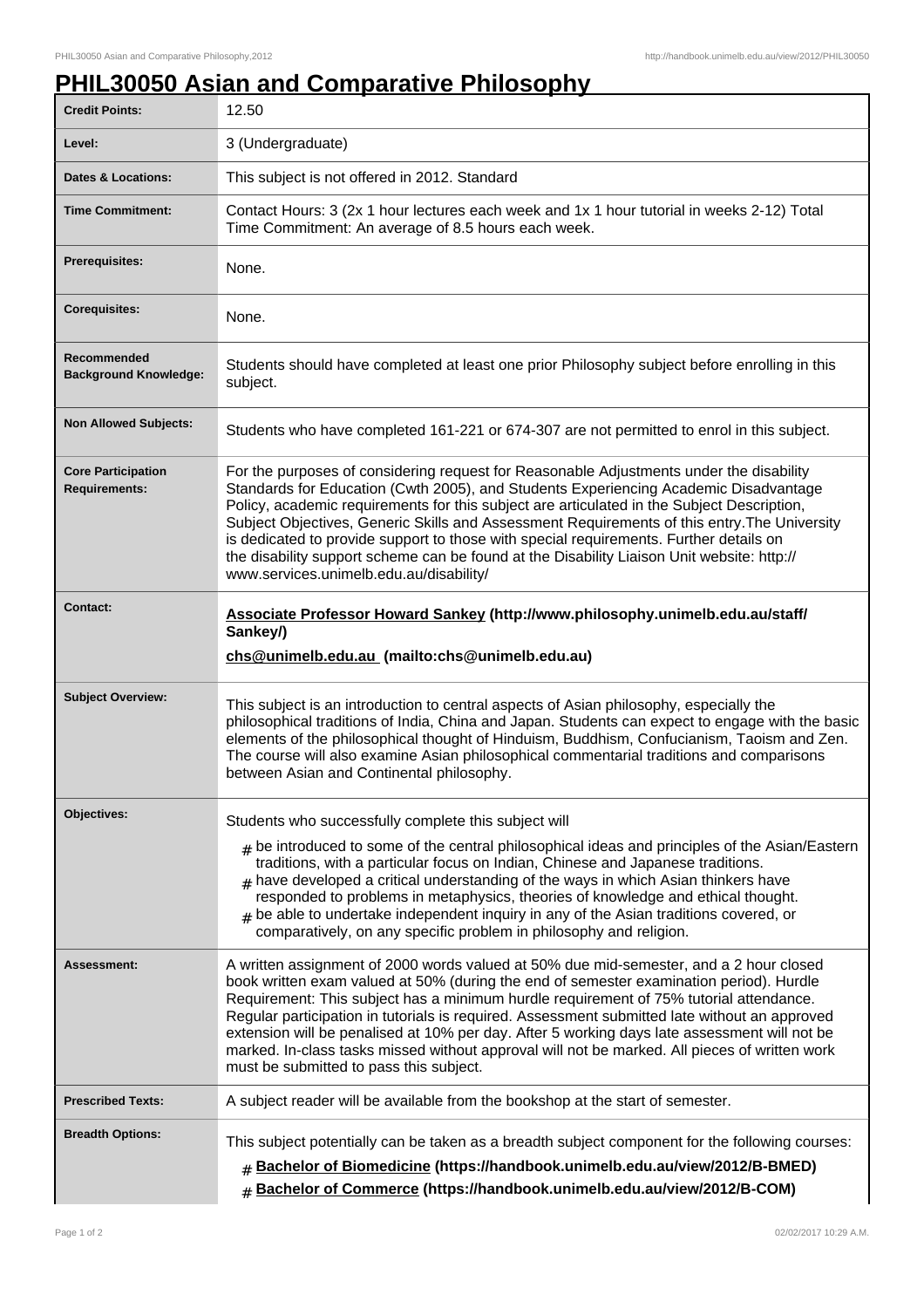# PHIL30050 Asian and Comparative Philosophy

| | |
|---|---|
| **Credit Points:** | 12.50 |
| **Level:** | 3 (Undergraduate) |
| **Dates & Locations:** | This subject is not offered in 2012. Standard |
| **Time Commitment:** | Contact Hours: 3 (2x 1 hour lectures each week and 1x 1 hour tutorial in weeks 2-12) Total Time Commitment: An average of 8.5 hours each week. |
| **Prerequisites:** | None. |
| **Corequisites:** | None. |
| **Recommended Background Knowledge:** | Students should have completed at least one prior Philosophy subject before enrolling in this subject. |
| **Non Allowed Subjects:** | Students who have completed 161-221 or 674-307 are not permitted to enrol in this subject. |
| **Core Participation Requirements:** | For the purposes of considering request for Reasonable Adjustments under the disability Standards for Education (Cwth 2005), and Students Experiencing Academic Disadvantage Policy, academic requirements for this subject are articulated in the Subject Description, Subject Objectives, Generic Skills and Assessment Requirements of this entry.The University is dedicated to provide support to those with special requirements. Further details on the disability support scheme can be found at the Disability Liaison Unit website: http://www.services.unimelb.edu.au/disability/ |
| **Contact:** | **Associate Professor Howard Sankey (http://www.philosophy.unimelb.edu.au/staff/Sankey/)** <br> **chs@unimelb.edu.au (mailto:chs@unimelb.edu.au)** |
| **Subject Overview:** | This subject is an introduction to central aspects of Asian philosophy, especially the philosophical traditions of India, China and Japan. Students can expect to engage with the basic elements of the philosophical thought of Hinduism, Buddhism, Confucianism, Taoism and Zen. The course will also examine Asian philosophical commentarial traditions and comparisons between Asian and Continental philosophy. |
| **Objectives:** | Students who successfully complete this subject will <br> # be introduced to some of the central philosophical ideas and principles of the Asian/Eastern traditions, with a particular focus on Indian, Chinese and Japanese traditions. <br> # have developed a critical understanding of the ways in which Asian thinkers have responded to problems in metaphysics, theories of knowledge and ethical thought. <br> # be able to undertake independent inquiry in any of the Asian traditions covered, or comparatively, on any specific problem in philosophy and religion. |
| **Assessment:** | A written assignment of 2000 words valued at 50% due mid-semester, and a 2 hour closed book written exam valued at 50% (during the end of semester examination period). Hurdle Requirement: This subject has a minimum hurdle requirement of 75% tutorial attendance. Regular participation in tutorials is required. Assessment submitted late without an approved extension will be penalised at 10% per day. After 5 working days late assessment will not be marked. In-class tasks missed without approval will not be marked. All pieces of written work must be submitted to pass this subject. |
| **Prescribed Texts:** | A subject reader will be available from the bookshop at the start of semester. |
| **Breadth Options:** | This subject potentially can be taken as a breadth subject component for the following courses: <br> # **Bachelor of Biomedicine (https://handbook.unimelb.edu.au/view/2012/B-BMED)** <br> # **Bachelor of Commerce (https://handbook.unimelb.edu.au/view/2012/B-COM)** |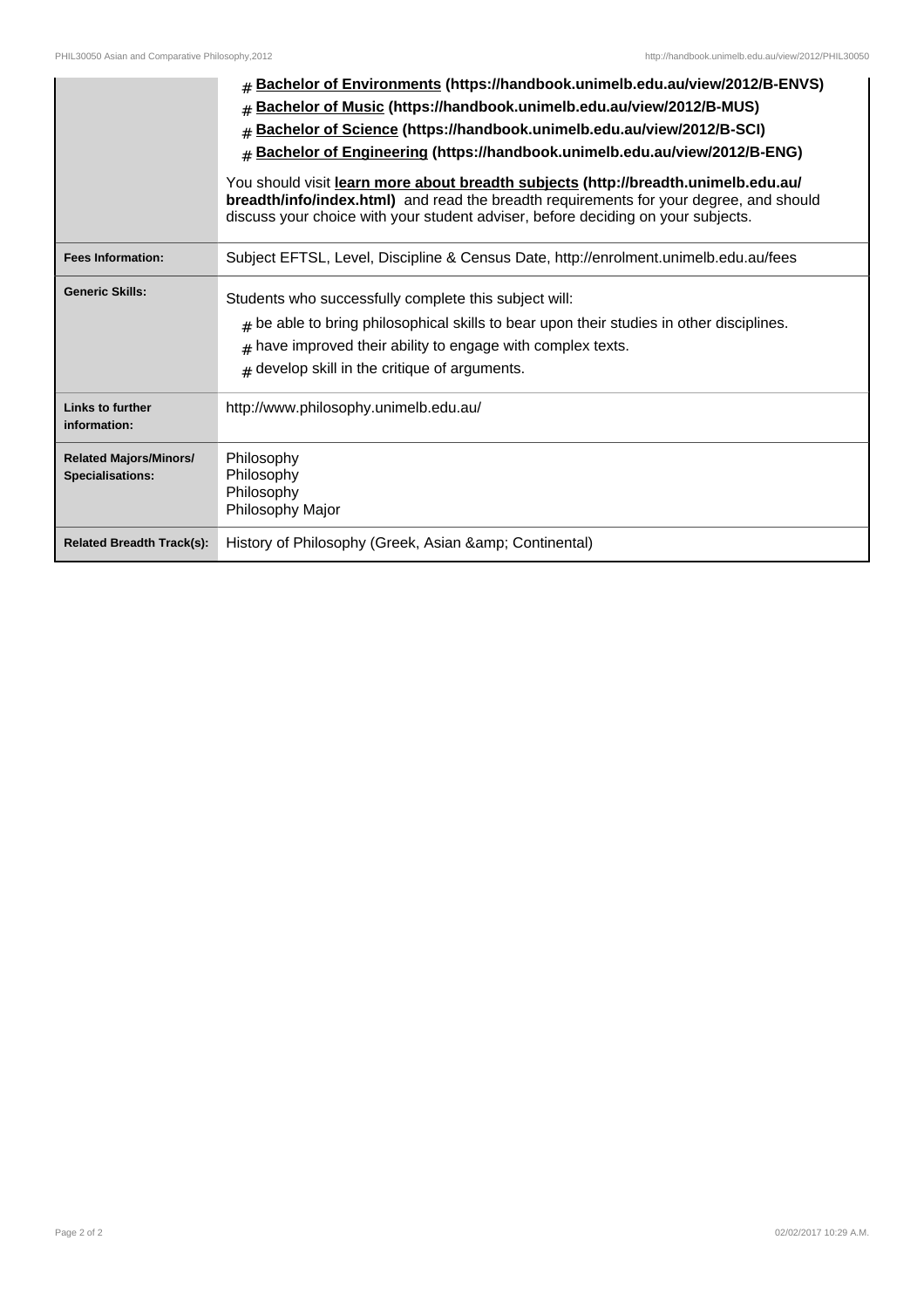| | |
|---|---|
| | # **Bachelor of Environments** **(https://handbook.unimelb.edu.au/view/2012/B-ENVS)**<br># **Bachelor of Music** **(https://handbook.unimelb.edu.au/view/2012/B-MUS)**<br># **Bachelor of Science** **(https://handbook.unimelb.edu.au/view/2012/B-SCI)**<br># **Bachelor of Engineering** **(https://handbook.unimelb.edu.au/view/2012/B-ENG)**<br><br>You should visit **learn more about breadth subjects** **(http://breadth.unimelb.edu.au/breadth/info/index.html)** and read the breadth requirements for your degree, and should discuss your choice with your student adviser, before deciding on your subjects. |
| **Fees Information:** | Subject EFTSL, Level, Discipline & Census Date, http://enrolment.unimelb.edu.au/fees |
| **Generic Skills:** | Students who successfully complete this subject will:<br># be able to bring philosophical skills to bear upon their studies in other disciplines.<br># have improved their ability to engage with complex texts.<br># develop skill in the critique of arguments. |
| **Links to further information:** | http://www.philosophy.unimelb.edu.au/ |
| **Related Majors/Minors/ Specialisations:** | Philosophy<br>Philosophy<br>Philosophy<br>Philosophy Major |
| **Related Breadth Track(s):** | History of Philosophy (Greek, Asian &amp; Continental) |